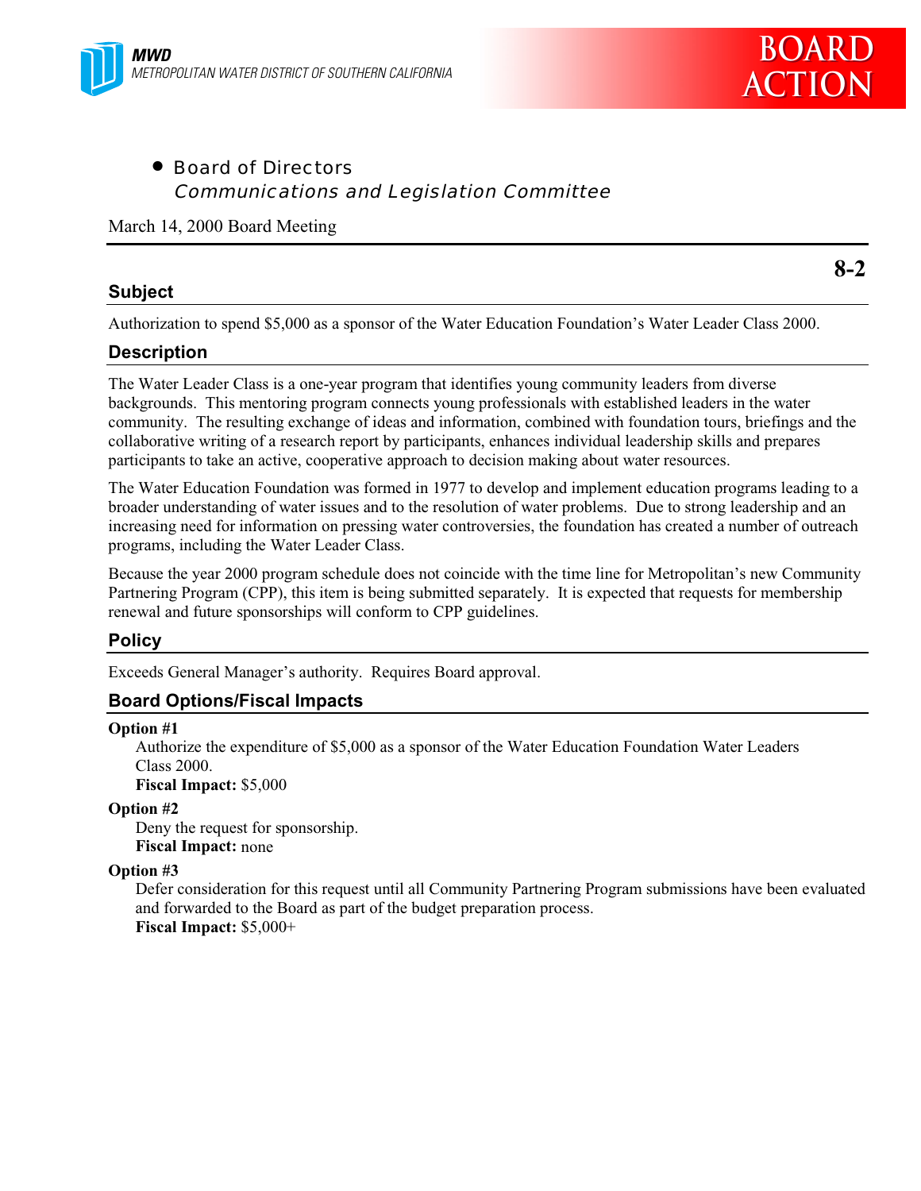**MWD**
*METROPOLITAN WATER DISTRICT OF SOUTHERN CALIFORNIA*

# BOARD ACTION

- Board of Directors
  *Communications and Legislation Committee*

March 14, 2000 Board Meeting

**8-2**

## Subject

Authorization to spend $5,000 as a sponsor of the Water Education Foundation's Water Leader Class 2000.

## Description

The Water Leader Class is a one-year program that identifies young community leaders from diverse backgrounds. This mentoring program connects young professionals with established leaders in the water community. The resulting exchange of ideas and information, combined with foundation tours, briefings and the collaborative writing of a research report by participants, enhances individual leadership skills and prepares participants to take an active, cooperative approach to decision making about water resources.

The Water Education Foundation was formed in 1977 to develop and implement education programs leading to a broader understanding of water issues and to the resolution of water problems. Due to strong leadership and an increasing need for information on pressing water controversies, the foundation has created a number of outreach programs, including the Water Leader Class.

Because the year 2000 program schedule does not coincide with the time line for Metropolitan's new Community Partnering Program (CPP), this item is being submitted separately. It is expected that requests for membership renewal and future sponsorships will conform to CPP guidelines.

## Policy

Exceeds General Manager's authority. Requires Board approval.

## Board Options/Fiscal Impacts

**Option #1**

Authorize the expenditure of $5,000 as a sponsor of the Water Education Foundation Water Leaders Class 2000.
**Fiscal Impact:** $5,000

**Option #2**

Deny the request for sponsorship.
**Fiscal Impact:** none

**Option #3**

Defer consideration for this request until all Community Partnering Program submissions have been evaluated and forwarded to the Board as part of the budget preparation process.
**Fiscal Impact:** $5,000+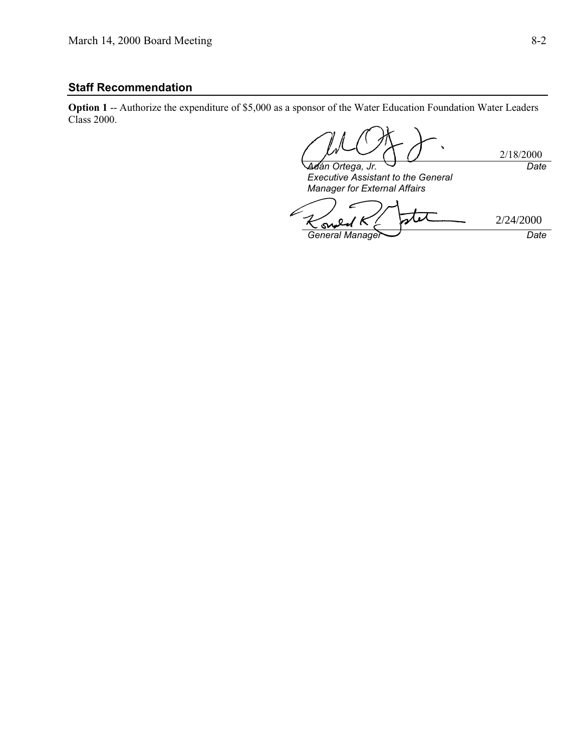## Staff Recommendation

**Option 1** -- Authorize the expenditure of $5,000 as a sponsor of the Water Education Foundation Water Leaders Class 2000.

2/18/2000

*Adán Ortega, Jr.* *Date*
*Executive Assistant to the General Manager for External Affairs*

2/24/2000

*General Manager* *Date*